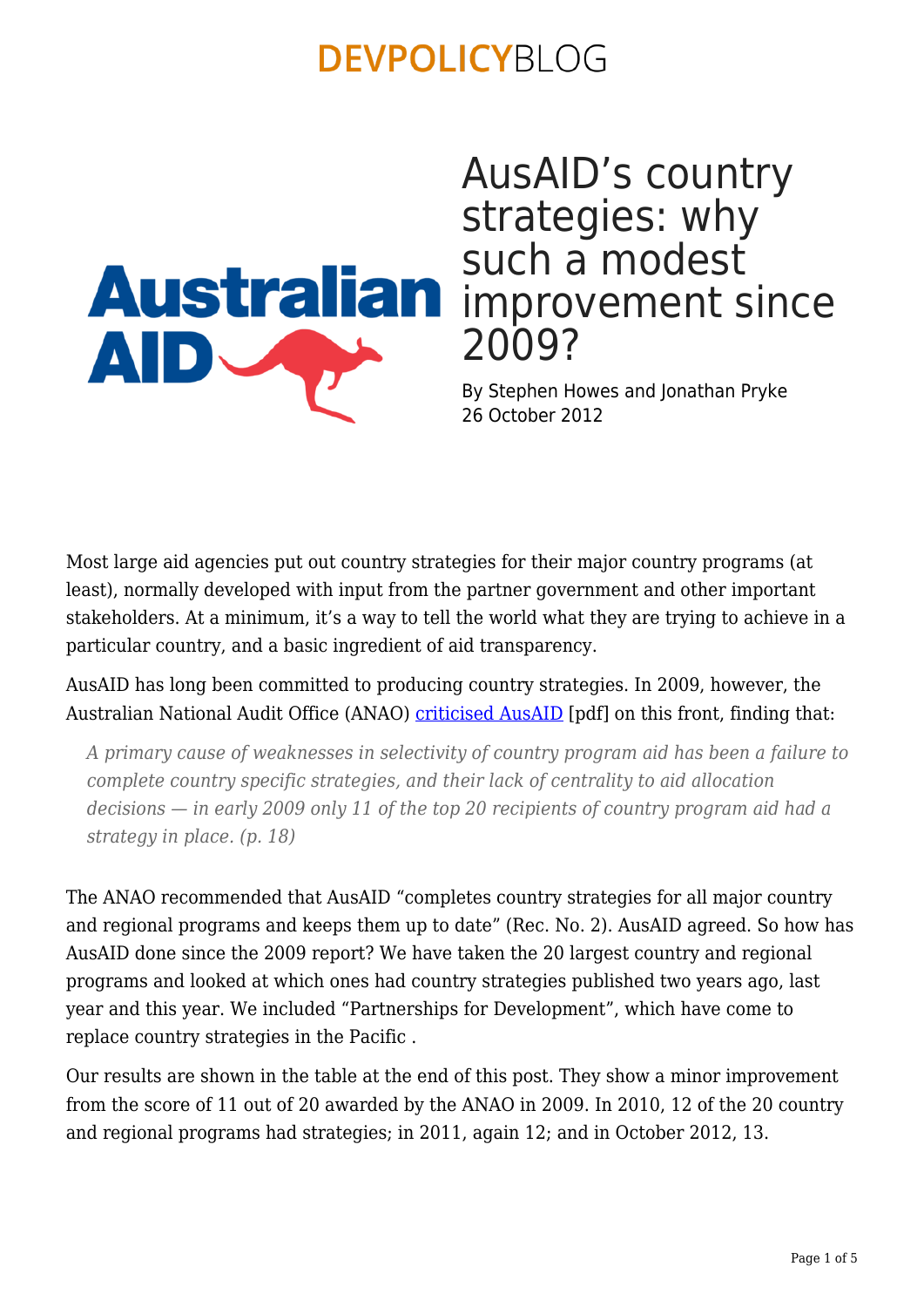# AusAID's country strategies: why such a modest improvement since 2009?

By Stephen Howes and Jonathan Pryke
26 October 2012

Most large aid agencies put out country strategies for their major country programs (at least), normally developed with input from the partner government and other important stakeholders. At a minimum, it's a way to tell the world what they are trying to achieve in a particular country, and a basic ingredient of aid transparency.

AusAID has long been committed to producing country strategies. In 2009, however, the Australian National Audit Office (ANAO) criticised AusAID [pdf] on this front, finding that:

> *A primary cause of weaknesses in selectivity of country program aid has been a failure to complete country specific strategies, and their lack of centrality to aid allocation decisions — in early 2009 only 11 of the top 20 recipients of country program aid had a strategy in place. (p. 18)*

The ANAO recommended that AusAID "completes country strategies for all major country and regional programs and keeps them up to date" (Rec. No. 2). AusAID agreed. So how has AusAID done since the 2009 report? We have taken the 20 largest country and regional programs and looked at which ones had country strategies published two years ago, last year and this year. We included "Partnerships for Development", which have come to replace country strategies in the Pacific .

Our results are shown in the table at the end of this post. They show a minor improvement from the score of 11 out of 20 awarded by the ANAO in 2009. In 2010, 12 of the 20 country and regional programs had strategies; in 2011, again 12; and in October 2012, 13.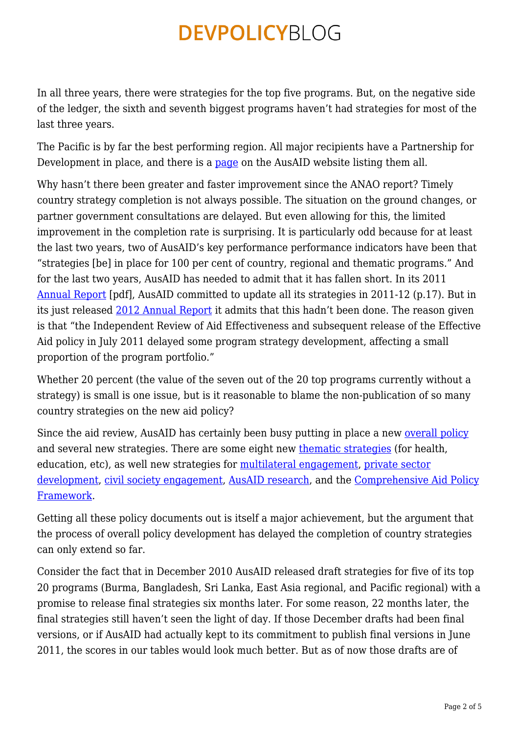In all three years, there were strategies for the top five programs. But, on the negative side of the ledger, the sixth and seventh biggest programs haven't had strategies for most of the last three years.

The Pacific is by far the best performing region. All major recipients have a Partnership for Development in place, and there is a page on the AusAID website listing them all.

Why hasn't there been greater and faster improvement since the ANAO report? Timely country strategy completion is not always possible. The situation on the ground changes, or partner government consultations are delayed. But even allowing for this, the limited improvement in the completion rate is surprising. It is particularly odd because for at least the last two years, two of AusAID's key performance performance indicators have been that "strategies [be] in place for 100 per cent of country, regional and thematic programs." And for the last two years, AusAID has needed to admit that it has fallen short. In its 2011 Annual Report [pdf], AusAID committed to update all its strategies in 2011-12 (p.17). But in its just released 2012 Annual Report it admits that this hadn't been done. The reason given is that "the Independent Review of Aid Effectiveness and subsequent release of the Effective Aid policy in July 2011 delayed some program strategy development, affecting a small proportion of the program portfolio."

Whether 20 percent (the value of the seven out of the 20 top programs currently without a strategy) is small is one issue, but is it reasonable to blame the non-publication of so many country strategies on the new aid policy?

Since the aid review, AusAID has certainly been busy putting in place a new overall policy and several new strategies. There are some eight new thematic strategies (for health, education, etc), as well new strategies for multilateral engagement, private sector development, civil society engagement, AusAID research, and the Comprehensive Aid Policy Framework.

Getting all these policy documents out is itself a major achievement, but the argument that the process of overall policy development has delayed the completion of country strategies can only extend so far.

Consider the fact that in December 2010 AusAID released draft strategies for five of its top 20 programs (Burma, Bangladesh, Sri Lanka, East Asia regional, and Pacific regional) with a promise to release final strategies six months later. For some reason, 22 months later, the final strategies still haven't seen the light of day. If those December drafts had been final versions, or if AusAID had actually kept to its commitment to publish final versions in June 2011, the scores in our tables would look much better. But as of now those drafts are of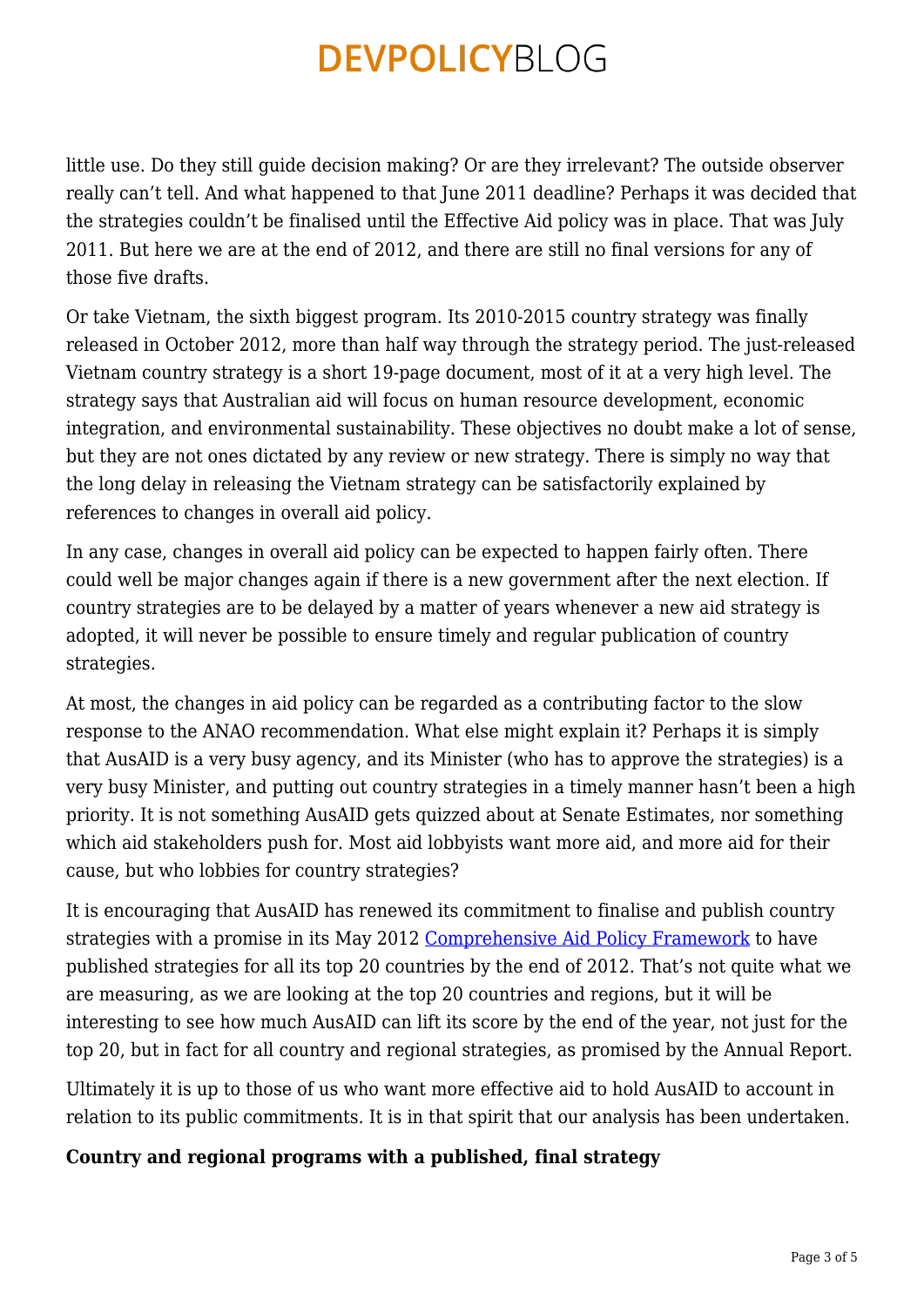little use. Do they still guide decision making? Or are they irrelevant? The outside observer really can't tell. And what happened to that June 2011 deadline? Perhaps it was decided that the strategies couldn't be finalised until the Effective Aid policy was in place. That was July 2011. But here we are at the end of 2012, and there are still no final versions for any of those five drafts.

Or take Vietnam, the sixth biggest program. Its 2010-2015 country strategy was finally released in October 2012, more than half way through the strategy period. The just-released Vietnam country strategy is a short 19-page document, most of it at a very high level. The strategy says that Australian aid will focus on human resource development, economic integration, and environmental sustainability. These objectives no doubt make a lot of sense, but they are not ones dictated by any review or new strategy. There is simply no way that the long delay in releasing the Vietnam strategy can be satisfactorily explained by references to changes in overall aid policy.

In any case, changes in overall aid policy can be expected to happen fairly often. There could well be major changes again if there is a new government after the next election. If country strategies are to be delayed by a matter of years whenever a new aid strategy is adopted, it will never be possible to ensure timely and regular publication of country strategies.

At most, the changes in aid policy can be regarded as a contributing factor to the slow response to the ANAO recommendation. What else might explain it? Perhaps it is simply that AusAID is a very busy agency, and its Minister (who has to approve the strategies) is a very busy Minister, and putting out country strategies in a timely manner hasn't been a high priority. It is not something AusAID gets quizzed about at Senate Estimates, nor something which aid stakeholders push for. Most aid lobbyists want more aid, and more aid for their cause, but who lobbies for country strategies?

It is encouraging that AusAID has renewed its commitment to finalise and publish country strategies with a promise in its May 2012 Comprehensive Aid Policy Framework to have published strategies for all its top 20 countries by the end of 2012. That's not quite what we are measuring, as we are looking at the top 20 countries and regions, but it will be interesting to see how much AusAID can lift its score by the end of the year, not just for the top 20, but in fact for all country and regional strategies, as promised by the Annual Report.

Ultimately it is up to those of us who want more effective aid to hold AusAID to account in relation to its public commitments. It is in that spirit that our analysis has been undertaken.

**Country and regional programs with a published, final strategy**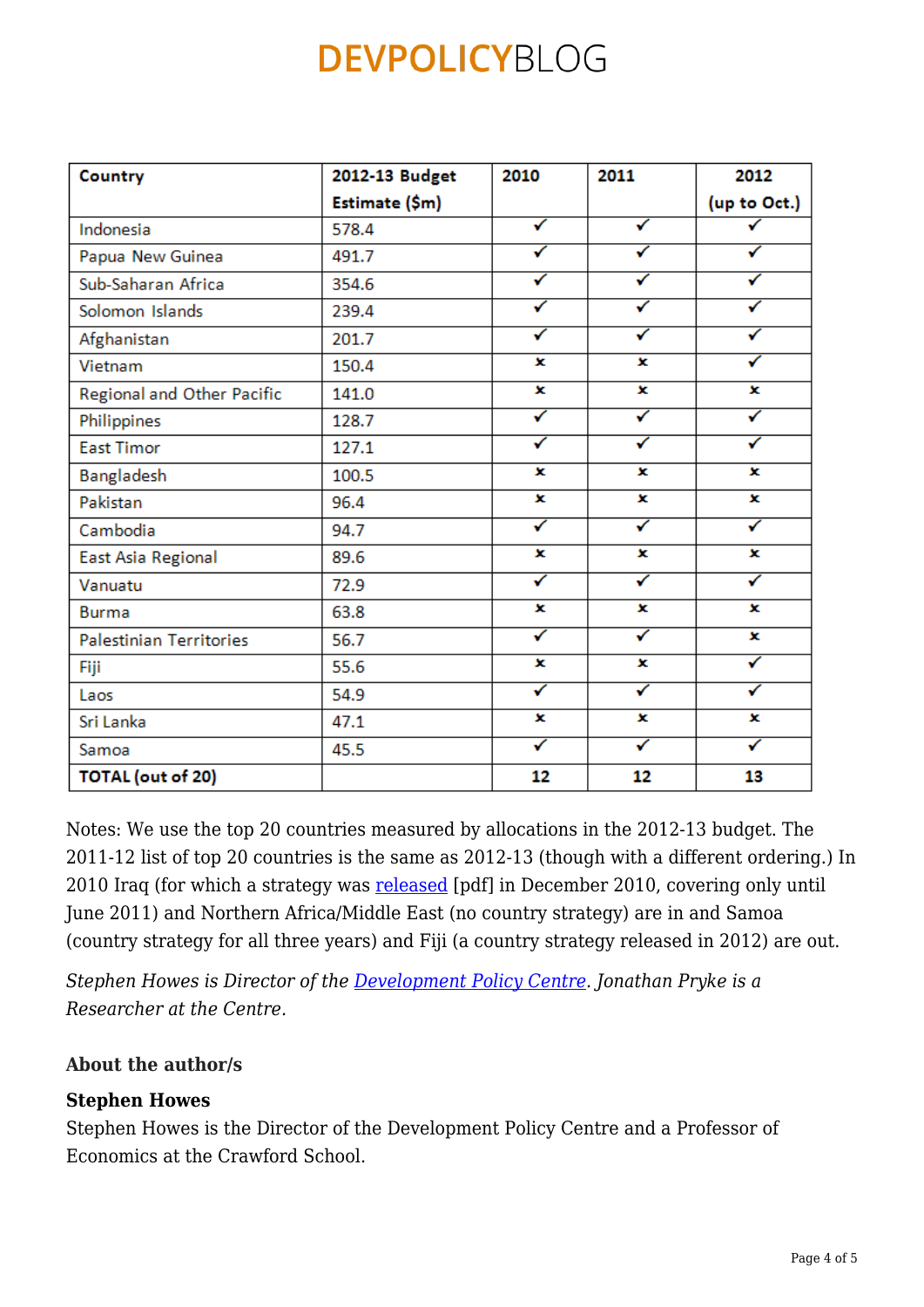| Country | 2012-13 Budget Estimate ($m) | 2010 | 2011 | 2012 (up to Oct.) |
|---|---|---|---|---|
| Indonesia | 578.4 | ✓ | ✓ | ✓ |
| Papua New Guinea | 491.7 | ✓ | ✓ | ✓ |
| Sub-Saharan Africa | 354.6 | ✓ | ✓ | ✓ |
| Solomon Islands | 239.4 | ✓ | ✓ | ✓ |
| Afghanistan | 201.7 | ✓ | ✓ | ✓ |
| Vietnam | 150.4 | ✗ | ✗ | ✓ |
| Regional and Other Pacific | 141.0 | ✗ | ✗ | ✗ |
| Philippines | 128.7 | ✓ | ✓ | ✓ |
| East Timor | 127.1 | ✓ | ✓ | ✓ |
| Bangladesh | 100.5 | ✗ | ✗ | ✗ |
| Pakistan | 96.4 | ✗ | ✗ | ✗ |
| Cambodia | 94.7 | ✓ | ✓ | ✓ |
| East Asia Regional | 89.6 | ✗ | ✗ | ✗ |
| Vanuatu | 72.9 | ✓ | ✓ | ✓ |
| Burma | 63.8 | ✗ | ✗ | ✗ |
| Palestinian Territories | 56.7 | ✓ | ✓ | ✗ |
| Fiji | 55.6 | ✗ | ✗ | ✓ |
| Laos | 54.9 | ✓ | ✓ | ✓ |
| Sri Lanka | 47.1 | ✗ | ✗ | ✗ |
| Samoa | 45.5 | ✓ | ✓ | ✓ |
| **TOTAL (out of 20)** | | **12** | **12** | **13** |

Notes: We use the top 20 countries measured by allocations in the 2012-13 budget. The 2011-12 list of top 20 countries is the same as 2012-13 (though with a different ordering.) In 2010 Iraq (for which a strategy was released [pdf] in December 2010, covering only until June 2011) and Northern Africa/Middle East (no country strategy) are in and Samoa (country strategy for all three years) and Fiji (a country strategy released in 2012) are out.

*Stephen Howes is Director of the Development Policy Centre. Jonathan Pryke is a Researcher at the Centre.*

### About the author/s

**Stephen Howes**

Stephen Howes is the Director of the Development Policy Centre and a Professor of Economics at the Crawford School.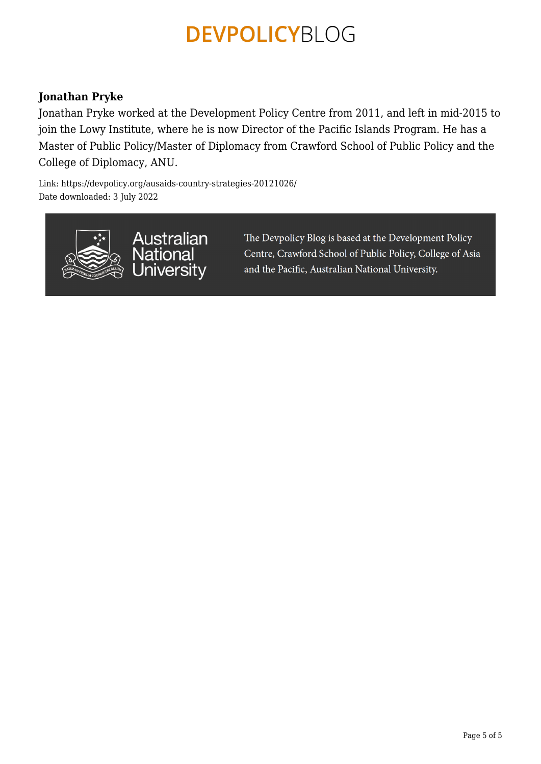**Jonathan Pryke**

Jonathan Pryke worked at the Development Policy Centre from 2011, and left in mid-2015 to join the Lowy Institute, where he is now Director of the Pacific Islands Program. He has a Master of Public Policy/Master of Diplomacy from Crawford School of Public Policy and the College of Diplomacy, ANU.

Link: https://devpolicy.org/ausaids-country-strategies-20121026/
Date downloaded: 3 July 2022

Australian National University

The Devpolicy Blog is based at the Development Policy Centre, Crawford School of Public Policy, College of Asia and the Pacific, Australian National University.